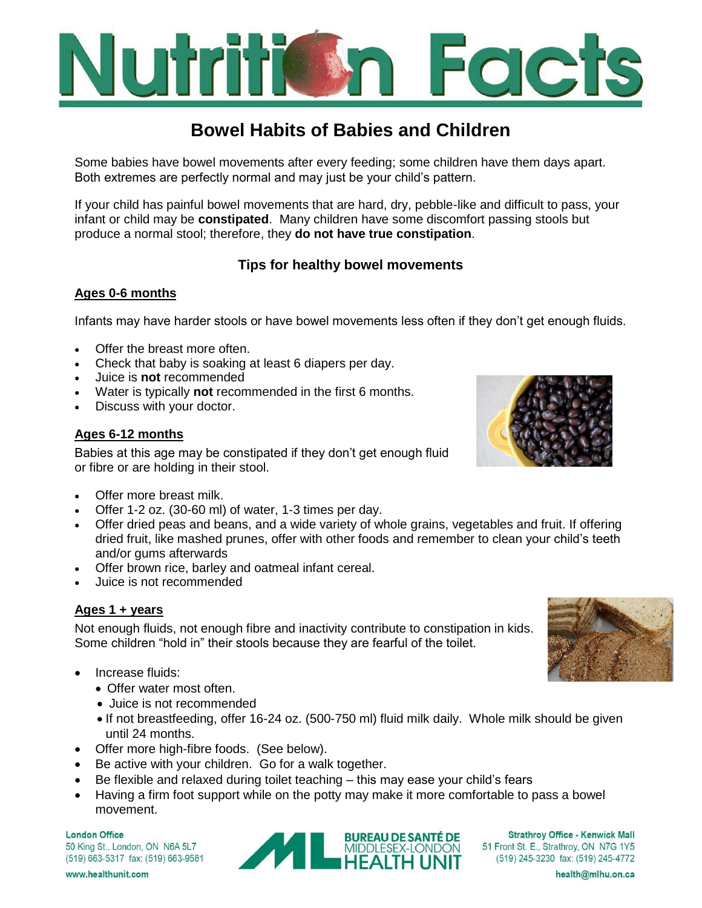# Nutrition Facts

## Bowel Habits of Babies and Children

Some babies have bowel movements after every feeding; some children have them days apart. Both extremes are perfectly normal and may just be your child's pattern.

If your child has painful bowel movements that are hard, dry, pebble-like and difficult to pass, your infant or child may be **constipated**. Many children have some discomfort passing stools but produce a normal stool; therefore, they **do not have true constipation**.

### Tips for healthy bowel movements

**Ages 0-6 months**

Infants may have harder stools or have bowel movements less often if they don't get enough fluids.

- Offer the breast more often.
- Check that baby is soaking at least 6 diapers per day.
- Juice is **not** recommended
- Water is typically **not** recommended in the first 6 months.
- Discuss with your doctor.

**Ages 6-12 months**

Babies at this age may be constipated if they don't get enough fluid or fibre or are holding in their stool.

- Offer more breast milk.
- Offer 1-2 oz. (30-60 ml) of water, 1-3 times per day.
- Offer dried peas and beans, and a wide variety of whole grains, vegetables and fruit. If offering dried fruit, like mashed prunes, offer with other foods and remember to clean your child's teeth and/or gums afterwards
- Offer brown rice, barley and oatmeal infant cereal.
- Juice is not recommended

**Ages 1 + years**

Not enough fluids, not enough fibre and inactivity contribute to constipation in kids. Some children "hold in" their stools because they are fearful of the toilet.

- Increase fluids:
  - Offer water most often.
  - Juice is not recommended
  - If not breastfeeding, offer 16-24 oz. (500-750 ml) fluid milk daily. Whole milk should be given until 24 months.
- Offer more high-fibre foods. (See below).
- Be active with your children. Go for a walk together.
- Be flexible and relaxed during toilet teaching – this may ease your child's fears
- Having a firm foot support while on the potty may make it more comfortable to pass a bowel movement.

**London Office**
50 King St., London, ON N6A 5L7
(519) 663-5317 fax: (519) 663-9581
www.healthunit.com

BUREAU DE SANTÉ DE MIDDLESEX-LONDON HEALTH UNIT

**Strathroy Office - Kenwick Mall**
51 Front St. E., Strathroy, ON N7G 1Y5
(519) 245-3230 fax: (519) 245-4772
health@mlhu.on.ca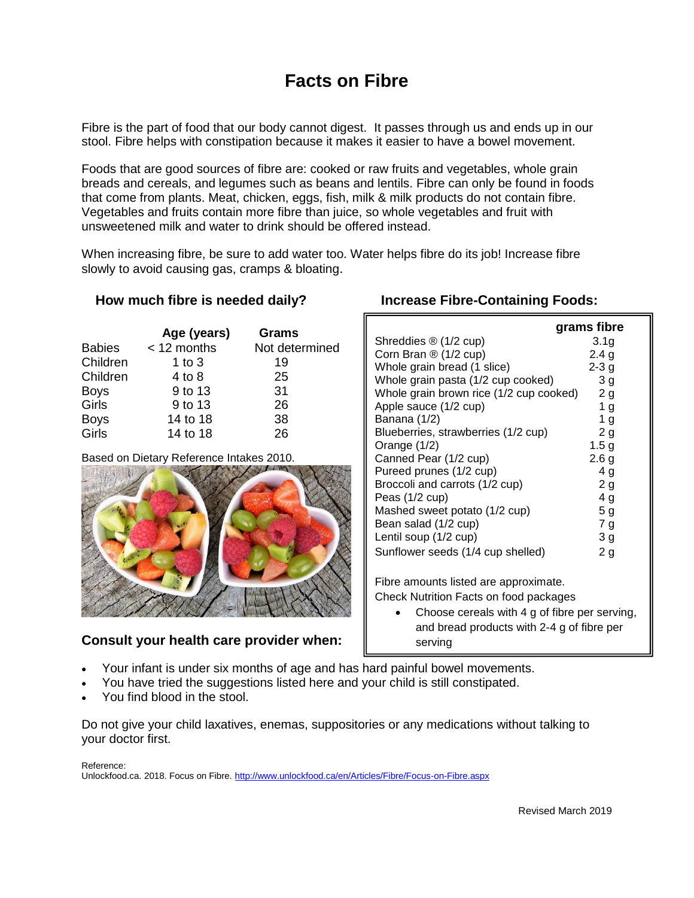# Facts on Fibre

Fibre is the part of food that our body cannot digest. It passes through us and ends up in our stool. Fibre helps with constipation because it makes it easier to have a bowel movement.

Foods that are good sources of fibre are: cooked or raw fruits and vegetables, whole grain breads and cereals, and legumes such as beans and lentils. Fibre can only be found in foods that come from plants. Meat, chicken, eggs, fish, milk & milk products do not contain fibre. Vegetables and fruits contain more fibre than juice, so whole vegetables and fruit with unsweetened milk and water to drink should be offered instead.

When increasing fibre, be sure to add water too. Water helps fibre do its job! Increase fibre slowly to avoid causing gas, cramps & bloating.

### How much fibre is needed daily?

| | Age (years) | Grams |
|---|---|---|
| Babies | < 12 months | Not determined |
| Children | 1 to 3 | 19 |
| Children | 4 to 8 | 25 |
| Boys | 9 to 13 | 31 |
| Girls | 9 to 13 | 26 |
| Boys | 14 to 18 | 38 |
| Girls | 14 to 18 | 26 |

Based on Dietary Reference Intakes 2010.

### Increase Fibre-Containing Foods:

| | grams fibre |
|---|---|
| Shreddies ® (1/2 cup) | 3.1g |
| Corn Bran ® (1/2 cup) | 2.4 g |
| Whole grain bread (1 slice) | 2-3 g |
| Whole grain pasta (1/2 cup cooked) | 3 g |
| Whole grain brown rice (1/2 cup cooked) | 2 g |
| Apple sauce (1/2 cup) | 1 g |
| Banana (1/2) | 1 g |
| Blueberries, strawberries (1/2 cup) | 2 g |
| Orange (1/2) | 1.5 g |
| Canned Pear (1/2 cup) | 2.6 g |
| Pureed prunes (1/2 cup) | 4 g |
| Broccoli and carrots (1/2 cup) | 2 g |
| Peas (1/2 cup) | 4 g |
| Mashed sweet potato (1/2 cup) | 5 g |
| Bean salad (1/2 cup) | 7 g |
| Lentil soup (1/2 cup) | 3 g |
| Sunflower seeds (1/4 cup shelled) | 2 g |

Fibre amounts listed are approximate.
Check Nutrition Facts on food packages

- Choose cereals with 4 g of fibre per serving, and bread products with 2-4 g of fibre per serving

### Consult your health care provider when:

- Your infant is under six months of age and has hard painful bowel movements.
- You have tried the suggestions listed here and your child is still constipated.
- You find blood in the stool.

Do not give your child laxatives, enemas, suppositories or any medications without talking to your doctor first.

Reference:
Unlockfood.ca. 2018. Focus on Fibre. http://www.unlockfood.ca/en/Articles/Fibre/Focus-on-Fibre.aspx

Revised March 2019